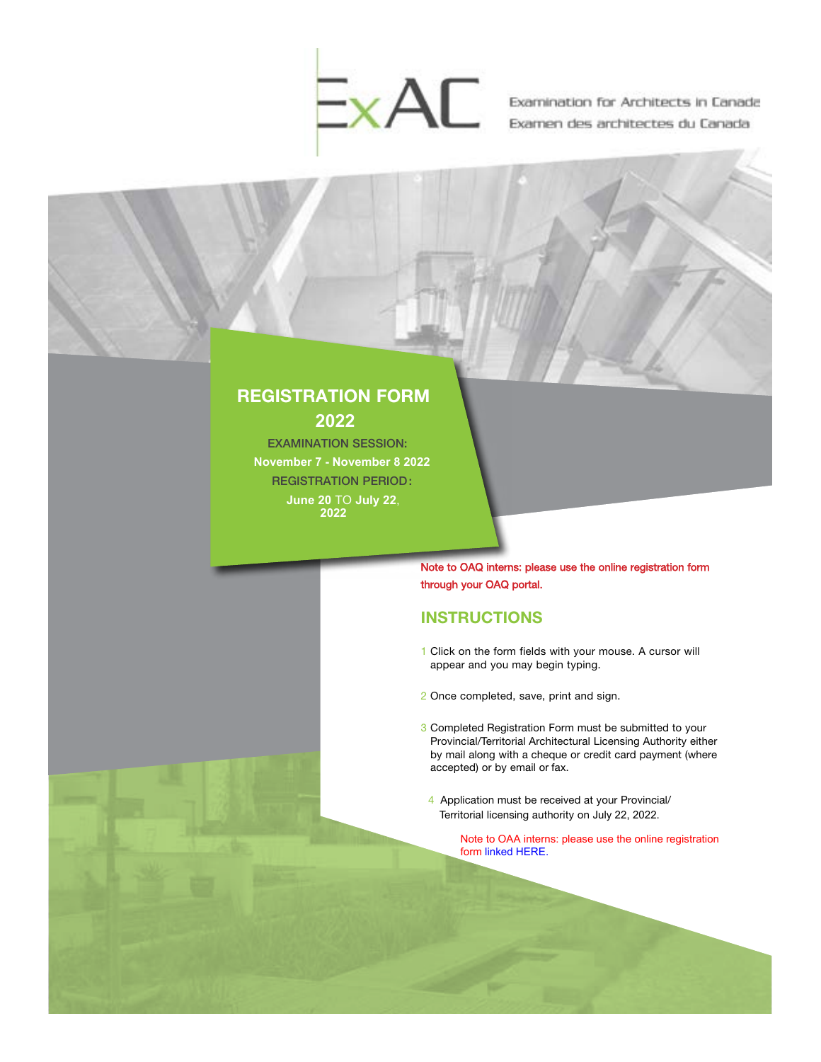# ExAC

Examination for Architects in Canada
Examen des architectes du Canada

## REGISTRATION FORM 2022

**EXAMINATION SESSION:**
**November 7 - November 8 2022**
**REGISTRATION PERIOD:**
**June 20** TO **July 22**, **2022**

**Note to OAQ interns: please use the online registration form through your OAQ portal.**

## INSTRUCTIONS

1 Click on the form fields with your mouse. A cursor will appear and you may begin typing.

2 Once completed, save, print and sign.

3 Completed Registration Form must be submitted to your Provincial/Territorial Architectural Licensing Authority either by mail along with a cheque or credit card payment (where accepted) or by email or fax.

4 Application must be received at your Provincial/ Territorial licensing authority on July 22, 2022.

Note to OAA interns: please use the online registration form linked HERE.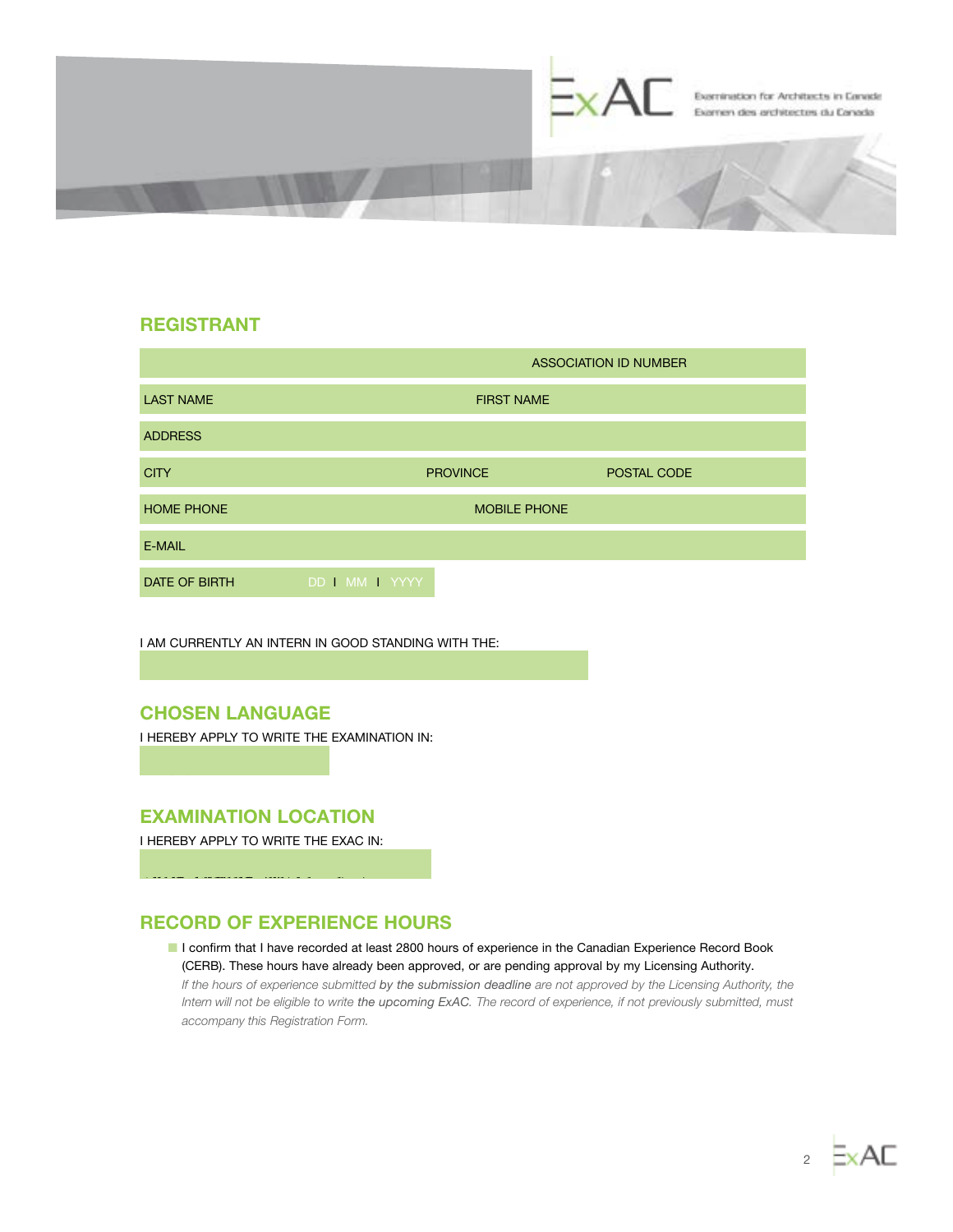## REGISTRANT

| | ASSOCIATION ID NUMBER |
|---|---|

| LAST NAME | FIRST NAME |
|---|---|

ADDRESS

| CITY | PROVINCE | POSTAL CODE |
|---|---|---|

| HOME PHONE | MOBILE PHONE |
|---|---|

E-MAIL

DATE OF BIRTH DD I MM I YYYY

I AM CURRENTLY AN INTERN IN GOOD STANDING WITH THE:

## CHOSEN LANGUAGE

I HEREBY APPLY TO WRITE THE EXAMINATION IN:

## EXAMINATION LOCATION

I HEREBY APPLY TO WRITE THE EXAC IN:

## RECORD OF EXPERIENCE HOURS

- I confirm that I have recorded at least 2800 hours of experience in the Canadian Experience Record Book (CERB). These hours have already been approved, or are pending approval by my Licensing Authority.
  *If the hours of experience submitted **by the submission deadline** are not approved by the Licensing Authority, the Intern will not be eligible to write **the upcoming ExAC**. The record of experience, if not previously submitted, must accompany this Registration Form.*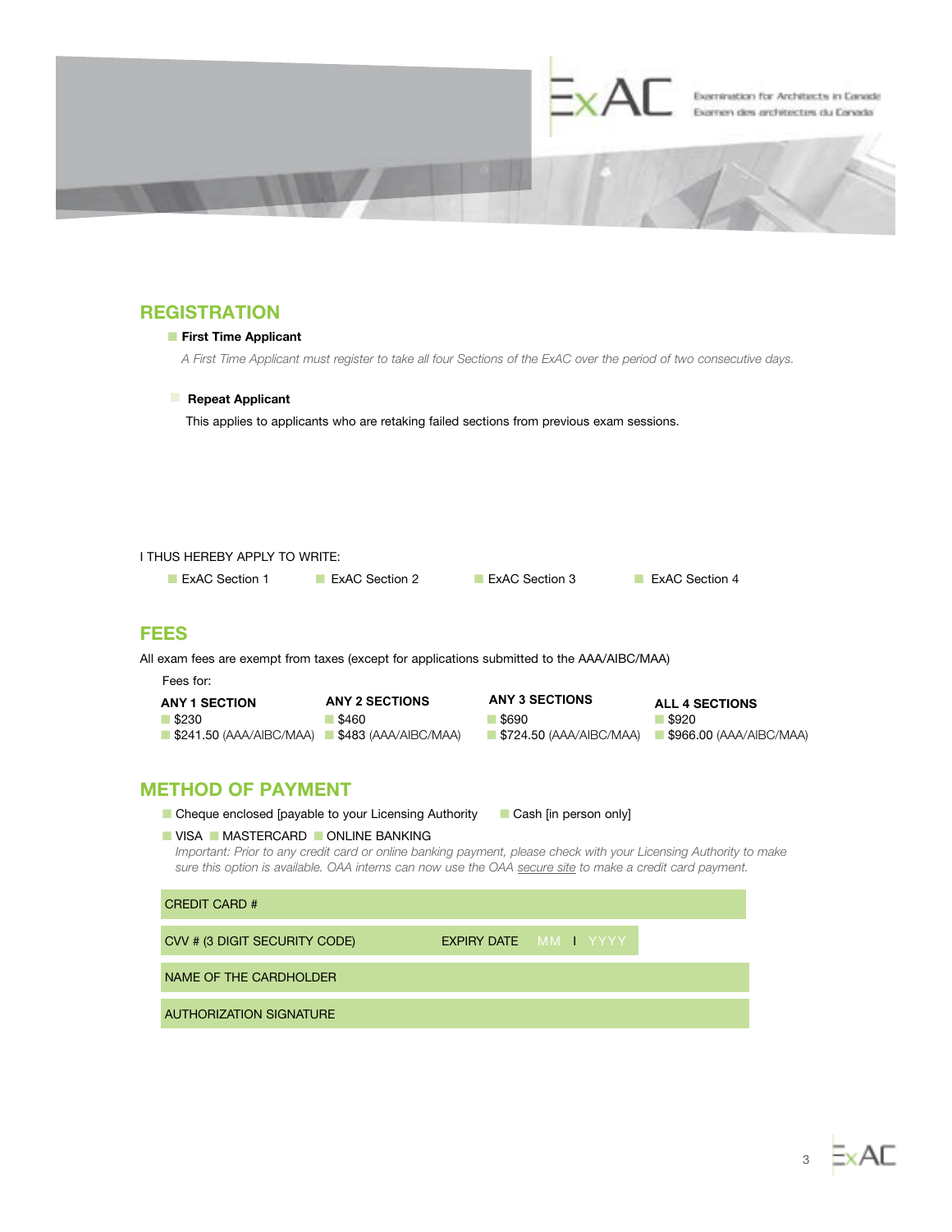ExAC Examination for Architects in Canada
Examen des architectes du Canada

## REGISTRATION

- ☐ **First Time Applicant**

  *A First Time Applicant must register to take all four Sections of the ExAC over the period of two consecutive days.*

- ☐ **Repeat Applicant**

  This applies to applicants who are retaking failed sections from previous exam sessions.

I THUS HEREBY APPLY TO WRITE:

☐ ExAC Section 1 ☐ ExAC Section 2 ☐ ExAC Section 3 ☐ ExAC Section 4

## FEES

All exam fees are exempt from taxes (except for applications submitted to the AAA/AIBC/MAA)

Fees for:

| ANY 1 SECTION | ANY 2 SECTIONS | ANY 3 SECTIONS | ALL 4 SECTIONS |
|---|---|---|---|
| ☐ $230 | ☐ $460 | ☐ $690 | ☐ $920 |
| ☐ $241.50 (AAA/AIBC/MAA) | ☐ $483 (AAA/AIBC/MAA) | ☐ $724.50 (AAA/AIBC/MAA) | ☐ $966.00 (AAA/AIBC/MAA) |

## METHOD OF PAYMENT

☐ Cheque enclosed [payable to your Licensing Authority ☐ Cash [in person only]

☐ VISA ☐ MASTERCARD ☐ ONLINE BANKING

*Important: Prior to any credit card or online banking payment, please check with your Licensing Authority to make sure this option is available. OAA interns can now use the OAA secure site to make a credit card payment.*

| CREDIT CARD # |
|---|
| CVV # (3 DIGIT SECURITY CODE) EXPIRY DATE MM I YYYY |
| NAME OF THE CARDHOLDER |
| AUTHORIZATION SIGNATURE |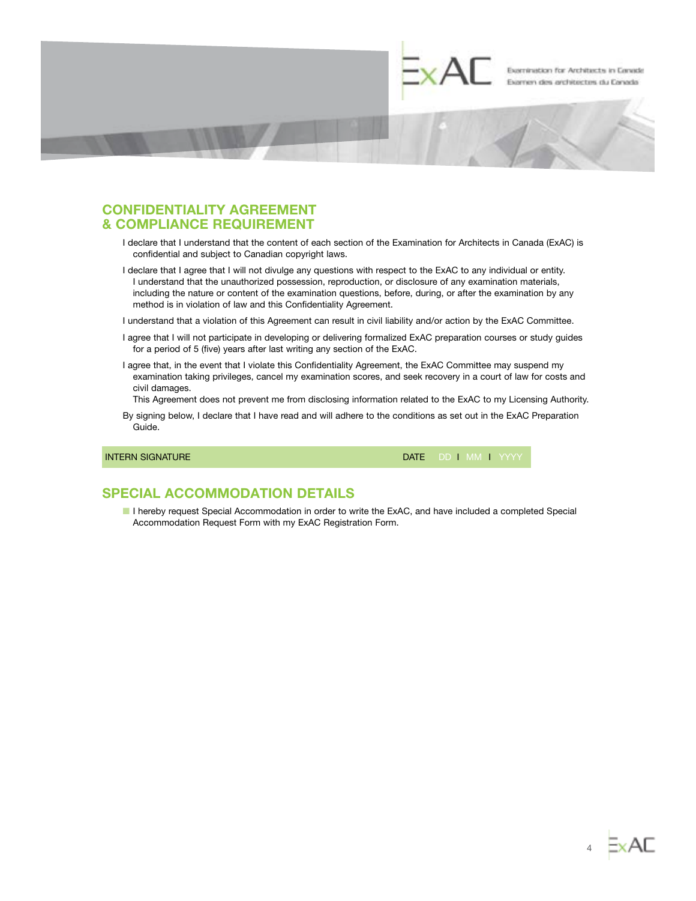## CONFIDENTIALITY AGREEMENT & COMPLIANCE REQUIREMENT

I declare that I understand that the content of each section of the Examination for Architects in Canada (ExAC) is confidential and subject to Canadian copyright laws.

I declare that I agree that I will not divulge any questions with respect to the ExAC to any individual or entity. I understand that the unauthorized possession, reproduction, or disclosure of any examination materials, including the nature or content of the examination questions, before, during, or after the examination by any method is in violation of law and this Confidentiality Agreement.

I understand that a violation of this Agreement can result in civil liability and/or action by the ExAC Committee.

I agree that I will not participate in developing or delivering formalized ExAC preparation courses or study guides for a period of 5 (five) years after last writing any section of the ExAC.

I agree that, in the event that I violate this Confidentiality Agreement, the ExAC Committee may suspend my examination taking privileges, cancel my examination scores, and seek recovery in a court of law for costs and civil damages.
This Agreement does not prevent me from disclosing information related to the ExAC to my Licensing Authority.

By signing below, I declare that I have read and will adhere to the conditions as set out in the ExAC Preparation Guide.

| INTERN SIGNATURE | DATE DD I MM I YYYY |
|---|---|

## SPECIAL ACCOMMODATION DETAILS

- ☐ I hereby request Special Accommodation in order to write the ExAC, and have included a completed Special Accommodation Request Form with my ExAC Registration Form.